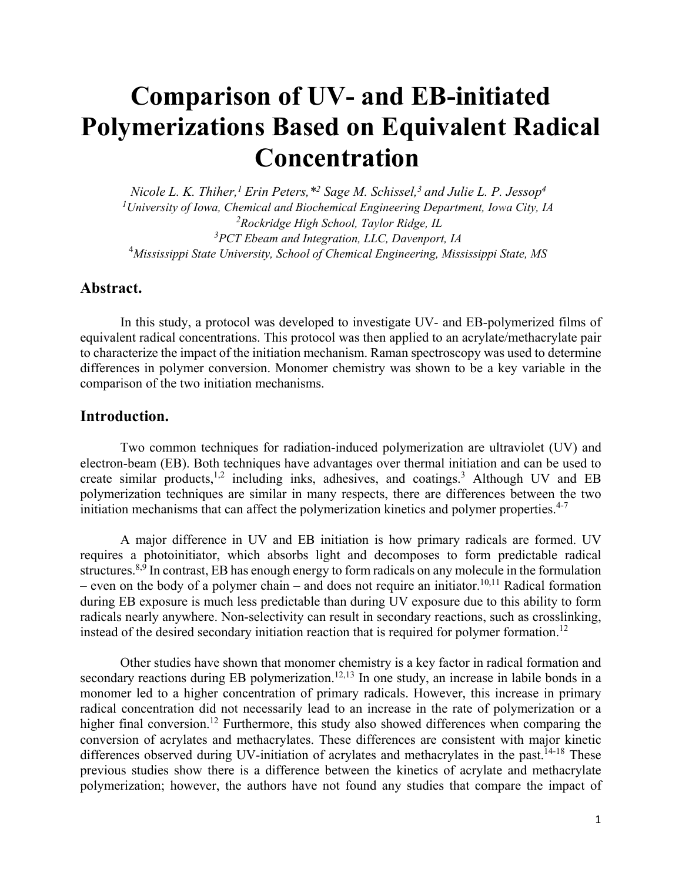# Comparison of UV- and EB-initiated Polymerizations Based on Equivalent Radical Concentration

*Nicole L. K. Thiher,[1] Erin Peters,*[2] Sage M. Schissel,[3] and Julie L. P. Jessop[4]*

[1] *University of Iowa, Chemical and Biochemical Engineering Department, Iowa City, IA*

[2] *Rockridge High School, Taylor Ridge, IL*

[3] *PCT Ebeam and Integration, LLC, Davenport, IA*

[4] *Mississippi State University, School of Chemical Engineering, Mississippi State, MS*

## Abstract.

In this study, a protocol was developed to investigate UV- and EB-polymerized films of equivalent radical concentrations. This protocol was then applied to an acrylate/methacrylate pair to characterize the impact of the initiation mechanism. Raman spectroscopy was used to determine differences in polymer conversion. Monomer chemistry was shown to be a key variable in the comparison of the two initiation mechanisms.

## Introduction.

Two common techniques for radiation-induced polymerization are ultraviolet (UV) and electron-beam (EB). Both techniques have advantages over thermal initiation and can be used to create similar products,[1,2] including inks, adhesives, and coatings.[3] Although UV and EB polymerization techniques are similar in many respects, there are differences between the two initiation mechanisms that can affect the polymerization kinetics and polymer properties.[4-7]

A major difference in UV and EB initiation is how primary radicals are formed. UV requires a photoinitiator, which absorbs light and decomposes to form predictable radical structures.[8,9] In contrast, EB has enough energy to form radicals on any molecule in the formulation – even on the body of a polymer chain – and does not require an initiator.[10,11] Radical formation during EB exposure is much less predictable than during UV exposure due to this ability to form radicals nearly anywhere. Non-selectivity can result in secondary reactions, such as crosslinking, instead of the desired secondary initiation reaction that is required for polymer formation.[12]

Other studies have shown that monomer chemistry is a key factor in radical formation and secondary reactions during EB polymerization.[12,13] In one study, an increase in labile bonds in a monomer led to a higher concentration of primary radicals. However, this increase in primary radical concentration did not necessarily lead to an increase in the rate of polymerization or a higher final conversion.[12] Furthermore, this study also showed differences when comparing the conversion of acrylates and methacrylates. These differences are consistent with major kinetic differences observed during UV-initiation of acrylates and methacrylates in the past.[14-18] These previous studies show there is a difference between the kinetics of acrylate and methacrylate polymerization; however, the authors have not found any studies that compare the impact of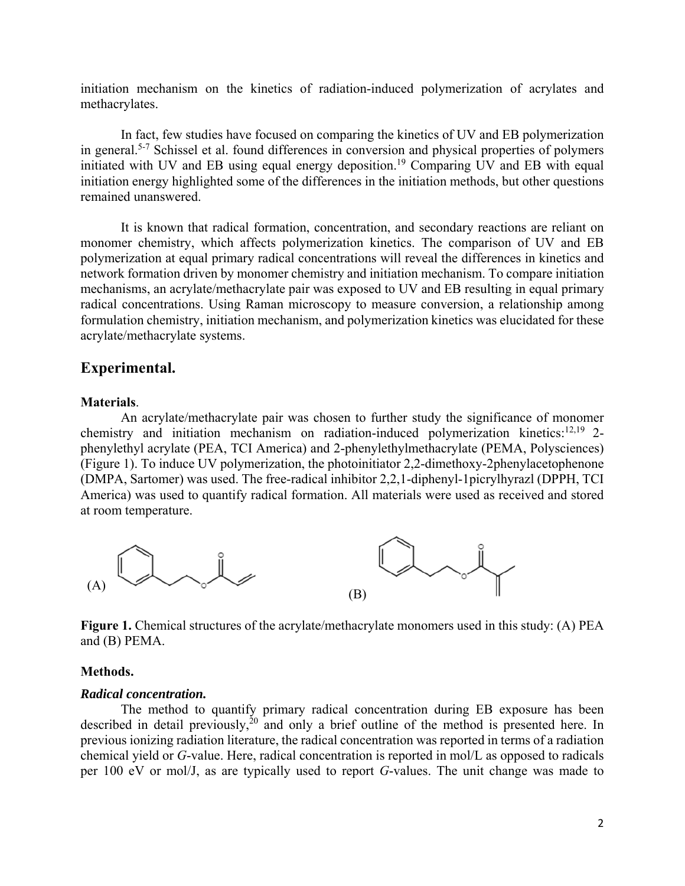initiation mechanism on the kinetics of radiation-induced polymerization of acrylates and methacrylates.

In fact, few studies have focused on comparing the kinetics of UV and EB polymerization in general.[5-7] Schissel et al. found differences in conversion and physical properties of polymers initiated with UV and EB using equal energy deposition.[19] Comparing UV and EB with equal initiation energy highlighted some of the differences in the initiation methods, but other questions remained unanswered.

It is known that radical formation, concentration, and secondary reactions are reliant on monomer chemistry, which affects polymerization kinetics. The comparison of UV and EB polymerization at equal primary radical concentrations will reveal the differences in kinetics and network formation driven by monomer chemistry and initiation mechanism. To compare initiation mechanisms, an acrylate/methacrylate pair was exposed to UV and EB resulting in equal primary radical concentrations. Using Raman microscopy to measure conversion, a relationship among formulation chemistry, initiation mechanism, and polymerization kinetics was elucidated for these acrylate/methacrylate systems.

## Experimental.

**Materials**.

An acrylate/methacrylate pair was chosen to further study the significance of monomer chemistry and initiation mechanism on radiation-induced polymerization kinetics:[12,19] 2-phenylethyl acrylate (PEA, TCI America) and 2-phenylethylmethacrylate (PEMA, Polysciences) (Figure 1). To induce UV polymerization, the photoinitiator 2,2-dimethoxy-2phenylacetophenone (DMPA, Sartomer) was used. The free-radical inhibitor 2,2,1-diphenyl-1picrylhyrazl (DPPH, TCI America) was used to quantify radical formation. All materials were used as received and stored at room temperature.

(A) (B)

**Figure 1.** Chemical structures of the acrylate/methacrylate monomers used in this study: (A) PEA and (B) PEMA.

**Methods.**

***Radical concentration.***

The method to quantify primary radical concentration during EB exposure has been described in detail previously,[20] and only a brief outline of the method is presented here. In previous ionizing radiation literature, the radical concentration was reported in terms of a radiation chemical yield or *G*-value. Here, radical concentration is reported in mol/L as opposed to radicals per 100 eV or mol/J, as are typically used to report *G*-values. The unit change was made to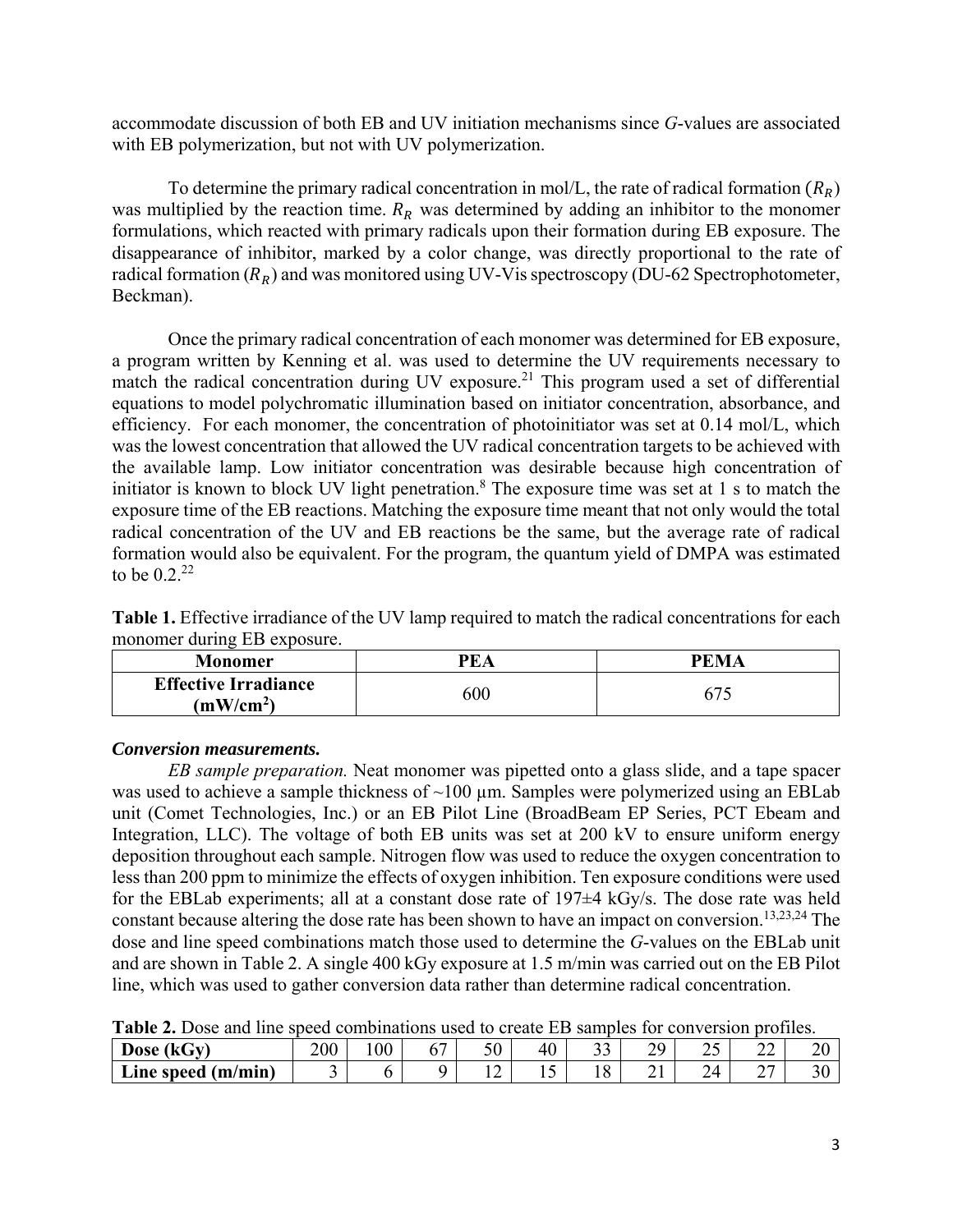accommodate discussion of both EB and UV initiation mechanisms since *G*-values are associated with EB polymerization, but not with UV polymerization.

To determine the primary radical concentration in mol/L, the rate of radical formation ($R_R$) was multiplied by the reaction time. $R_R$ was determined by adding an inhibitor to the monomer formulations, which reacted with primary radicals upon their formation during EB exposure. The disappearance of inhibitor, marked by a color change, was directly proportional to the rate of radical formation ($R_R$) and was monitored using UV-Vis spectroscopy (DU-62 Spectrophotometer, Beckman).

Once the primary radical concentration of each monomer was determined for EB exposure, a program written by Kenning et al. was used to determine the UV requirements necessary to match the radical concentration during UV exposure.[21] This program used a set of differential equations to model polychromatic illumination based on initiator concentration, absorbance, and efficiency. For each monomer, the concentration of photoinitiator was set at 0.14 mol/L, which was the lowest concentration that allowed the UV radical concentration targets to be achieved with the available lamp. Low initiator concentration was desirable because high concentration of initiator is known to block UV light penetration.[8] The exposure time was set at 1 s to match the exposure time of the EB reactions. Matching the exposure time meant that not only would the total radical concentration of the UV and EB reactions be the same, but the average rate of radical formation would also be equivalent. For the program, the quantum yield of DMPA was estimated to be 0.2.[22]

**Table 1.** Effective irradiance of the UV lamp required to match the radical concentrations for each monomer during EB exposure.

| Monomer | PEA | PEMA |
| --- | --- | --- |
| **Effective Irradiance ($mW/cm^2$)** | 600 | 675 |

***Conversion measurements.***

*EB sample preparation.* Neat monomer was pipetted onto a glass slide, and a tape spacer was used to achieve a sample thickness of ~100 μm. Samples were polymerized using an EBLab unit (Comet Technologies, Inc.) or an EB Pilot Line (BroadBeam EP Series, PCT Ebeam and Integration, LLC). The voltage of both EB units was set at 200 kV to ensure uniform energy deposition throughout each sample. Nitrogen flow was used to reduce the oxygen concentration to less than 200 ppm to minimize the effects of oxygen inhibition. Ten exposure conditions were used for the EBLab experiments; all at a constant dose rate of 197±4 kGy/s. The dose rate was held constant because altering the dose rate has been shown to have an impact on conversion.[13,23,24] The dose and line speed combinations match those used to determine the *G*-values on the EBLab unit and are shown in Table 2. A single 400 kGy exposure at 1.5 m/min was carried out on the EB Pilot line, which was used to gather conversion data rather than determine radical concentration.

**Table 2.** Dose and line speed combinations used to create EB samples for conversion profiles.

| **Dose (kGy)** | 200 | 100 | 67 | 50 | 40 | 33 | 29 | 25 | 22 | 20 |
| --- | --- | --- | --- | --- | --- | --- | --- | --- | --- | --- |
| **Line speed (m/min)** | 3 | 6 | 9 | 12 | 15 | 18 | 21 | 24 | 27 | 30 |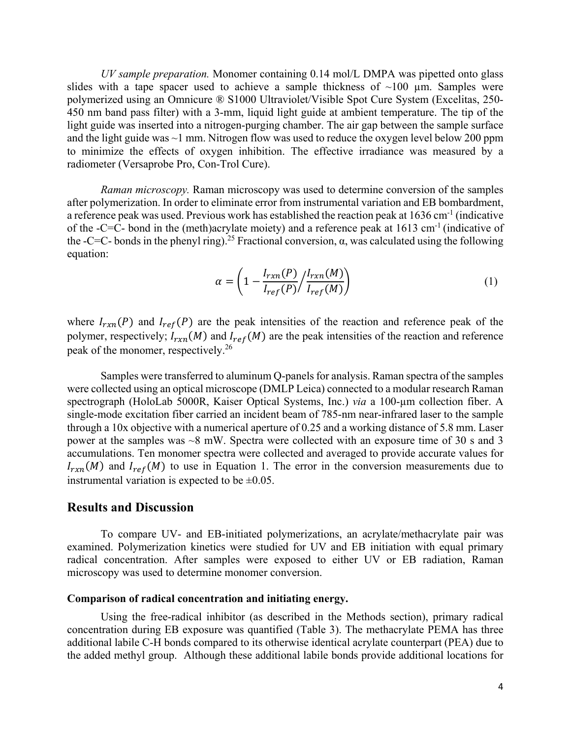*UV sample preparation.* Monomer containing 0.14 mol/L DMPA was pipetted onto glass slides with a tape spacer used to achieve a sample thickness of ~100 µm. Samples were polymerized using an Omnicure ® S1000 Ultraviolet/Visible Spot Cure System (Excelitas, 250-450 nm band pass filter) with a 3-mm, liquid light guide at ambient temperature. The tip of the light guide was inserted into a nitrogen-purging chamber. The air gap between the sample surface and the light guide was ~1 mm. Nitrogen flow was used to reduce the oxygen level below 200 ppm to minimize the effects of oxygen inhibition. The effective irradiance was measured by a radiometer (Versaprobe Pro, Con-Trol Cure).

*Raman microscopy.* Raman microscopy was used to determine conversion of the samples after polymerization. In order to eliminate error from instrumental variation and EB bombardment, a reference peak was used. Previous work has established the reaction peak at 1636 cm$^{-1}$ (indicative of the -C=C- bond in the (meth)acrylate moiety) and a reference peak at 1613 cm$^{-1}$ (indicative of the -C=C- bonds in the phenyl ring).[25] Fractional conversion, α, was calculated using the following equation:

$$\alpha = \left(1 - \frac{I_{rxn}(P)}{I_{ref}(P)} \Big/ \frac{I_{rxn}(M)}{I_{ref}(M)}\right) \tag{1}$$

where $I_{rxn}(P)$ and $I_{ref}(P)$ are the peak intensities of the reaction and reference peak of the polymer, respectively; $I_{rxn}(M)$ and $I_{ref}(M)$ are the peak intensities of the reaction and reference peak of the monomer, respectively.[26]

Samples were transferred to aluminum Q-panels for analysis. Raman spectra of the samples were collected using an optical microscope (DMLP Leica) connected to a modular research Raman spectrograph (HoloLab 5000R, Kaiser Optical Systems, Inc.) *via* a 100-µm collection fiber. A single-mode excitation fiber carried an incident beam of 785-nm near-infrared laser to the sample through a 10x objective with a numerical aperture of 0.25 and a working distance of 5.8 mm. Laser power at the samples was ~8 mW. Spectra were collected with an exposure time of 30 s and 3 accumulations. Ten monomer spectra were collected and averaged to provide accurate values for $I_{rxn}(M)$ and $I_{ref}(M)$ to use in Equation 1. The error in the conversion measurements due to instrumental variation is expected to be ±0.05.

## Results and Discussion

To compare UV- and EB-initiated polymerizations, an acrylate/methacrylate pair was examined. Polymerization kinetics were studied for UV and EB initiation with equal primary radical concentration. After samples were exposed to either UV or EB radiation, Raman microscopy was used to determine monomer conversion.

### Comparison of radical concentration and initiating energy.

Using the free-radical inhibitor (as described in the Methods section), primary radical concentration during EB exposure was quantified (Table 3). The methacrylate PEMA has three additional labile C-H bonds compared to its otherwise identical acrylate counterpart (PEA) due to the added methyl group. Although these additional labile bonds provide additional locations for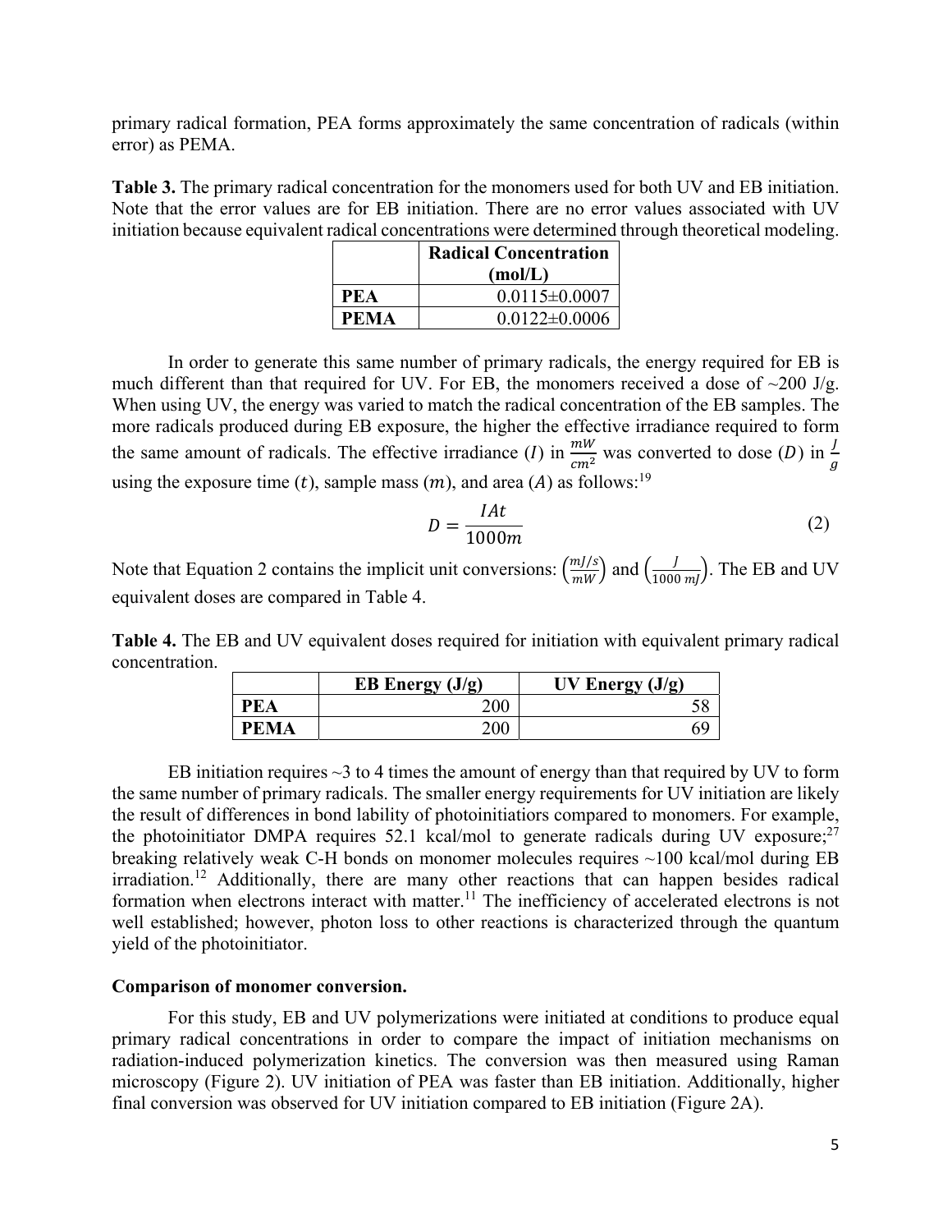primary radical formation, PEA forms approximately the same concentration of radicals (within error) as PEMA.

**Table 3.** The primary radical concentration for the monomers used for both UV and EB initiation. Note that the error values are for EB initiation. There are no error values associated with UV initiation because equivalent radical concentrations were determined through theoretical modeling.

| | Radical Concentration (mol/L) |
|---|---|
| **PEA** | 0.0115±0.0007 |
| **PEMA** | 0.0122±0.0006 |

In order to generate this same number of primary radicals, the energy required for EB is much different than that required for UV. For EB, the monomers received a dose of ~200 J/g. When using UV, the energy was varied to match the radical concentration of the EB samples. The more radicals produced during EB exposure, the higher the effective irradiance required to form the same amount of radicals. The effective irradiance ($I$) in $\frac{mW}{cm^2}$ was converted to dose ($D$) in $\frac{J}{g}$ using the exposure time ($t$), sample mass ($m$), and area ($A$) as follows:[19]

$$D = \frac{IAt}{1000m} \tag{2}$$

Note that Equation 2 contains the implicit unit conversions: $\left(\frac{mJ/s}{mW}\right)$ and $\left(\frac{J}{1000\ mJ}\right)$. The EB and UV equivalent doses are compared in Table 4.

**Table 4.** The EB and UV equivalent doses required for initiation with equivalent primary radical concentration.

| | EB Energy (J/g) | UV Energy (J/g) |
|---|---|---|
| **PEA** | 200 | 58 |
| **PEMA** | 200 | 69 |

EB initiation requires ~3 to 4 times the amount of energy than that required by UV to form the same number of primary radicals. The smaller energy requirements for UV initiation are likely the result of differences in bond lability of photoinitiatiors compared to monomers. For example, the photoinitiator DMPA requires 52.1 kcal/mol to generate radicals during UV exposure;[27] breaking relatively weak C-H bonds on monomer molecules requires ~100 kcal/mol during EB irradiation.[12] Additionally, there are many other reactions that can happen besides radical formation when electrons interact with matter.[11] The inefficiency of accelerated electrons is not well established; however, photon loss to other reactions is characterized through the quantum yield of the photoinitiator.

**Comparison of monomer conversion.**

For this study, EB and UV polymerizations were initiated at conditions to produce equal primary radical concentrations in order to compare the impact of initiation mechanisms on radiation-induced polymerization kinetics. The conversion was then measured using Raman microscopy (Figure 2). UV initiation of PEA was faster than EB initiation. Additionally, higher final conversion was observed for UV initiation compared to EB initiation (Figure 2A).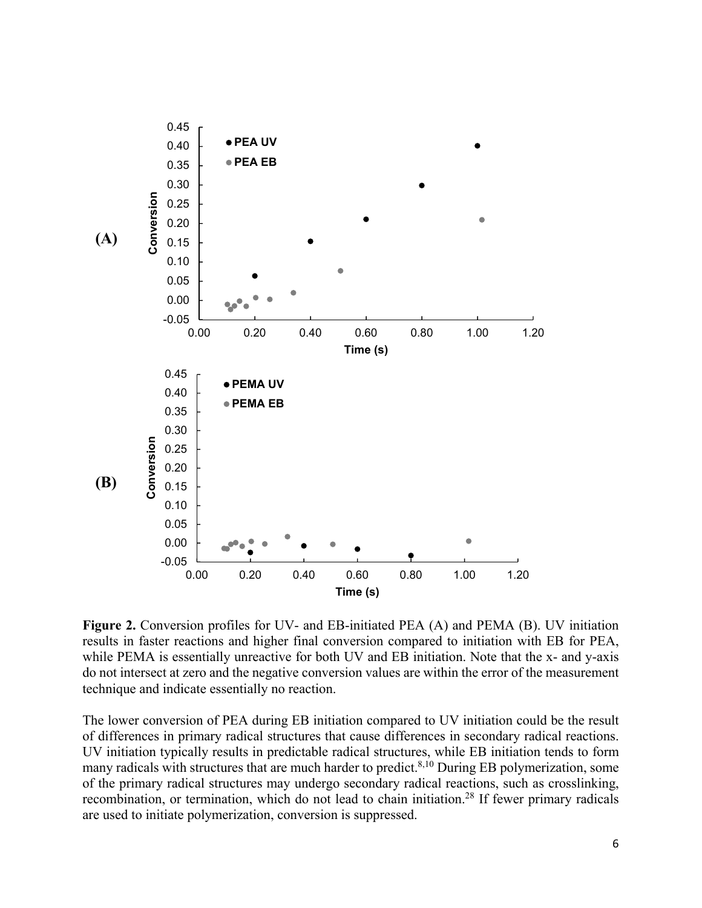**Figure 2.** Conversion profiles for UV- and EB-initiated PEA (A) and PEMA (B). UV initiation results in faster reactions and higher final conversion compared to initiation with EB for PEA, while PEMA is essentially unreactive for both UV and EB initiation. Note that the x- and y-axis do not intersect at zero and the negative conversion values are within the error of the measurement technique and indicate essentially no reaction.

The lower conversion of PEA during EB initiation compared to UV initiation could be the result of differences in primary radical structures that cause differences in secondary radical reactions. UV initiation typically results in predictable radical structures, while EB initiation tends to form many radicals with structures that are much harder to predict.[8,10] During EB polymerization, some of the primary radical structures may undergo secondary radical reactions, such as crosslinking, recombination, or termination, which do not lead to chain initiation.[28] If fewer primary radicals are used to initiate polymerization, conversion is suppressed.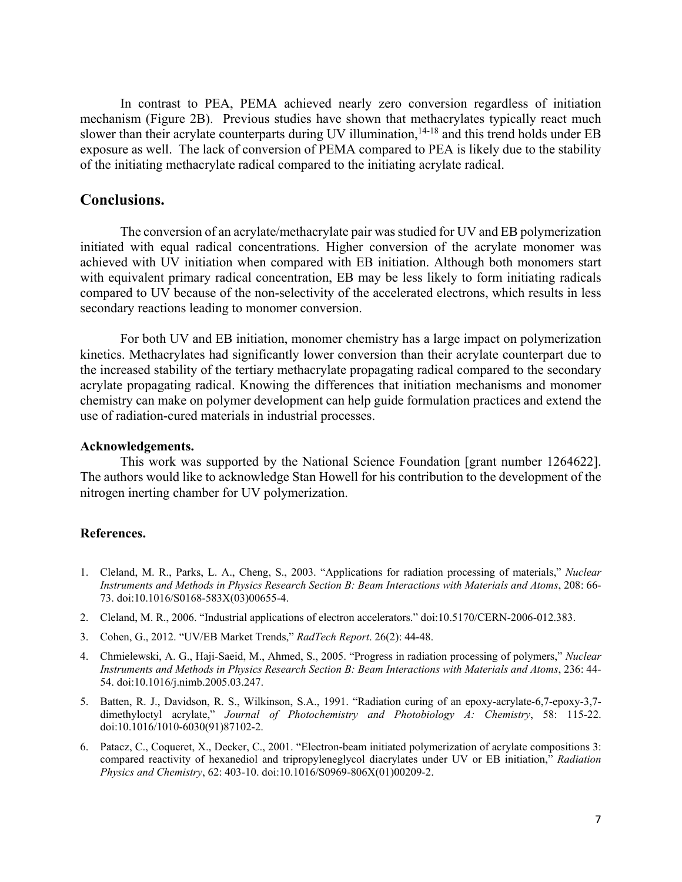In contrast to PEA, PEMA achieved nearly zero conversion regardless of initiation mechanism (Figure 2B). Previous studies have shown that methacrylates typically react much slower than their acrylate counterparts during UV illumination,[14-18] and this trend holds under EB exposure as well. The lack of conversion of PEMA compared to PEA is likely due to the stability of the initiating methacrylate radical compared to the initiating acrylate radical.

## Conclusions.

The conversion of an acrylate/methacrylate pair was studied for UV and EB polymerization initiated with equal radical concentrations. Higher conversion of the acrylate monomer was achieved with UV initiation when compared with EB initiation. Although both monomers start with equivalent primary radical concentration, EB may be less likely to form initiating radicals compared to UV because of the non-selectivity of the accelerated electrons, which results in less secondary reactions leading to monomer conversion.

For both UV and EB initiation, monomer chemistry has a large impact on polymerization kinetics. Methacrylates had significantly lower conversion than their acrylate counterpart due to the increased stability of the tertiary methacrylate propagating radical compared to the secondary acrylate propagating radical. Knowing the differences that initiation mechanisms and monomer chemistry can make on polymer development can help guide formulation practices and extend the use of radiation-cured materials in industrial processes.

### Acknowledgements.

This work was supported by the National Science Foundation [grant number 1264622]. The authors would like to acknowledge Stan Howell for his contribution to the development of the nitrogen inerting chamber for UV polymerization.

### References.

1. Cleland, M. R., Parks, L. A., Cheng, S., 2003. "Applications for radiation processing of materials," *Nuclear Instruments and Methods in Physics Research Section B: Beam Interactions with Materials and Atoms*, 208: 66-73. doi:10.1016/S0168-583X(03)00655-4.
2. Cleland, M. R., 2006. "Industrial applications of electron accelerators." doi:10.5170/CERN-2006-012.383.
3. Cohen, G., 2012. "UV/EB Market Trends," *RadTech Report*. 26(2): 44-48.
4. Chmielewski, A. G., Haji-Saeid, M., Ahmed, S., 2005. "Progress in radiation processing of polymers," *Nuclear Instruments and Methods in Physics Research Section B: Beam Interactions with Materials and Atoms*, 236: 44-54. doi:10.1016/j.nimb.2005.03.247.
5. Batten, R. J., Davidson, R. S., Wilkinson, S.A., 1991. "Radiation curing of an epoxy-acrylate-6,7-epoxy-3,7-dimethyloctyl acrylate," *Journal of Photochemistry and Photobiology A: Chemistry*, 58: 115-22. doi:10.1016/1010-6030(91)87102-2.
6. Patacz, C., Coqueret, X., Decker, C., 2001. "Electron-beam initiated polymerization of acrylate compositions 3: compared reactivity of hexanediol and tripropyleneglycol diacrylates under UV or EB initiation," *Radiation Physics and Chemistry*, 62: 403-10. doi:10.1016/S0969-806X(01)00209-2.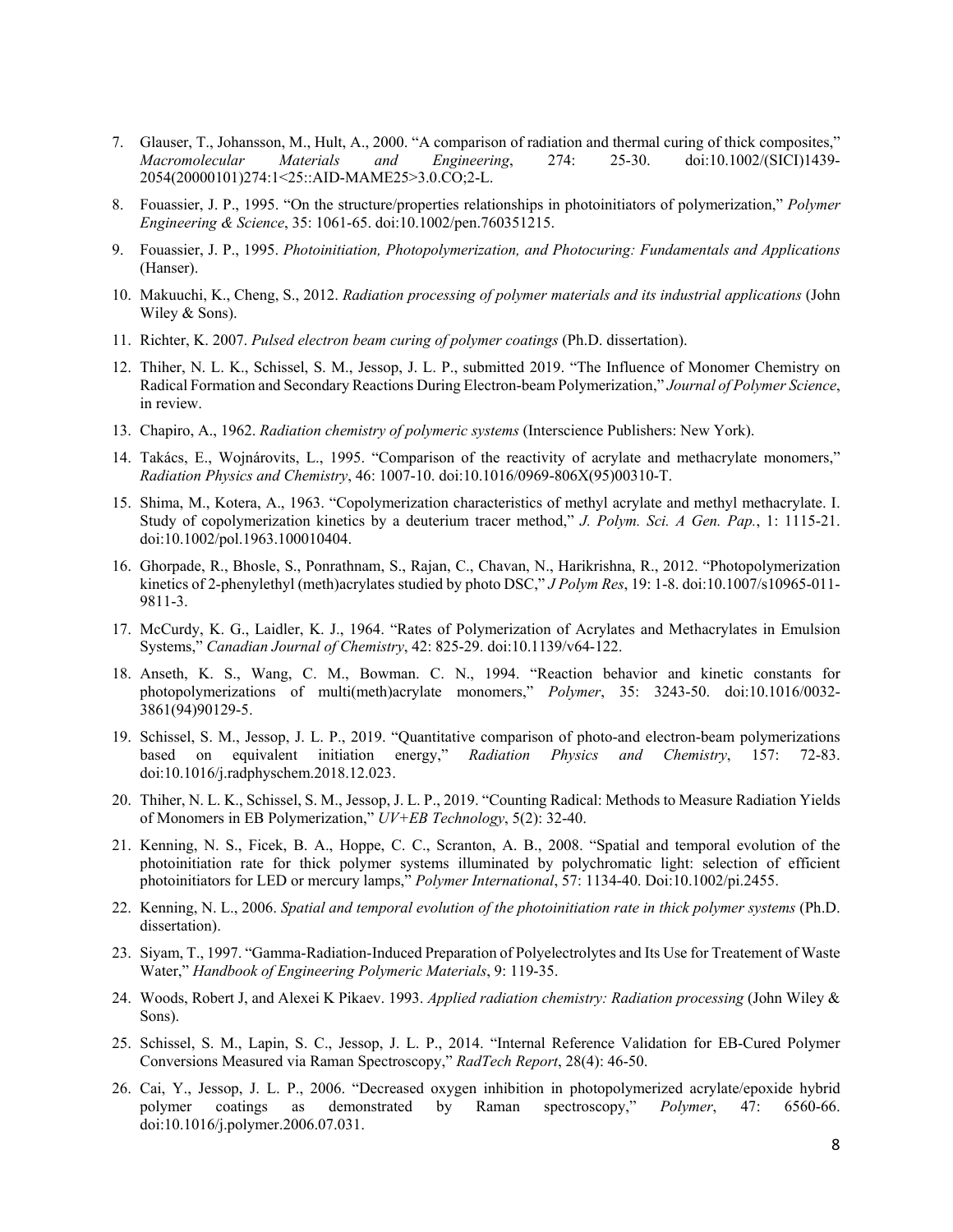7. Glauser, T., Johansson, M., Hult, A., 2000. "A comparison of radiation and thermal curing of thick composites," *Macromolecular Materials and Engineering*, 274: 25-30. doi:10.1002/(SICI)1439-2054(20000101)274:1<25::AID-MAME25>3.0.CO;2-L.
8. Fouassier, J. P., 1995. "On the structure/properties relationships in photoinitiators of polymerization," *Polymer Engineering & Science*, 35: 1061-65. doi:10.1002/pen.760351215.
9. Fouassier, J. P., 1995. *Photoinitiation, Photopolymerization, and Photocuring: Fundamentals and Applications* (Hanser).
10. Makuuchi, K., Cheng, S., 2012. *Radiation processing of polymer materials and its industrial applications* (John Wiley & Sons).
11. Richter, K. 2007. *Pulsed electron beam curing of polymer coatings* (Ph.D. dissertation).
12. Thiher, N. L. K., Schissel, S. M., Jessop, J. L. P., submitted 2019. "The Influence of Monomer Chemistry on Radical Formation and Secondary Reactions During Electron-beam Polymerization," *Journal of Polymer Science*, in review.
13. Chapiro, A., 1962. *Radiation chemistry of polymeric systems* (Interscience Publishers: New York).
14. Takács, E., Wojnárovits, L., 1995. "Comparison of the reactivity of acrylate and methacrylate monomers," *Radiation Physics and Chemistry*, 46: 1007-10. doi:10.1016/0969-806X(95)00310-T.
15. Shima, M., Kotera, A., 1963. "Copolymerization characteristics of methyl acrylate and methyl methacrylate. I. Study of copolymerization kinetics by a deuterium tracer method," *J. Polym. Sci. A Gen. Pap.*, 1: 1115-21. doi:10.1002/pol.1963.100010404.
16. Ghorpade, R., Bhosle, S., Ponrathnam, S., Rajan, C., Chavan, N., Harikrishna, R., 2012. "Photopolymerization kinetics of 2-phenylethyl (meth)acrylates studied by photo DSC," *J Polym Res*, 19: 1-8. doi:10.1007/s10965-011-9811-3.
17. McCurdy, K. G., Laidler, K. J., 1964. "Rates of Polymerization of Acrylates and Methacrylates in Emulsion Systems," *Canadian Journal of Chemistry*, 42: 825-29. doi:10.1139/v64-122.
18. Anseth, K. S., Wang, C. M., Bowman. C. N., 1994. "Reaction behavior and kinetic constants for photopolymerizations of multi(meth)acrylate monomers," *Polymer*, 35: 3243-50. doi:10.1016/0032-3861(94)90129-5.
19. Schissel, S. M., Jessop, J. L. P., 2019. "Quantitative comparison of photo-and electron-beam polymerizations based on equivalent initiation energy," *Radiation Physics and Chemistry*, 157: 72-83. doi:10.1016/j.radphyschem.2018.12.023.
20. Thiher, N. L. K., Schissel, S. M., Jessop, J. L. P., 2019. "Counting Radical: Methods to Measure Radiation Yields of Monomers in EB Polymerization," *UV+EB Technology*, 5(2): 32-40.
21. Kenning, N. S., Ficek, B. A., Hoppe, C. C., Scranton, A. B., 2008. "Spatial and temporal evolution of the photoinitiation rate for thick polymer systems illuminated by polychromatic light: selection of efficient photoinitiators for LED or mercury lamps," *Polymer International*, 57: 1134-40. Doi:10.1002/pi.2455.
22. Kenning, N. L., 2006. *Spatial and temporal evolution of the photoinitiation rate in thick polymer systems* (Ph.D. dissertation).
23. Siyam, T., 1997. "Gamma-Radiation-Induced Preparation of Polyelectrolytes and Its Use for Treatement of Waste Water," *Handbook of Engineering Polymeric Materials*, 9: 119-35.
24. Woods, Robert J, and Alexei K Pikaev. 1993. *Applied radiation chemistry: Radiation processing* (John Wiley & Sons).
25. Schissel, S. M., Lapin, S. C., Jessop, J. L. P., 2014. "Internal Reference Validation for EB-Cured Polymer Conversions Measured via Raman Spectroscopy," *RadTech Report*, 28(4): 46-50.
26. Cai, Y., Jessop, J. L. P., 2006. "Decreased oxygen inhibition in photopolymerized acrylate/epoxide hybrid polymer coatings as demonstrated by Raman spectroscopy," *Polymer*, 47: 6560-66. doi:10.1016/j.polymer.2006.07.031.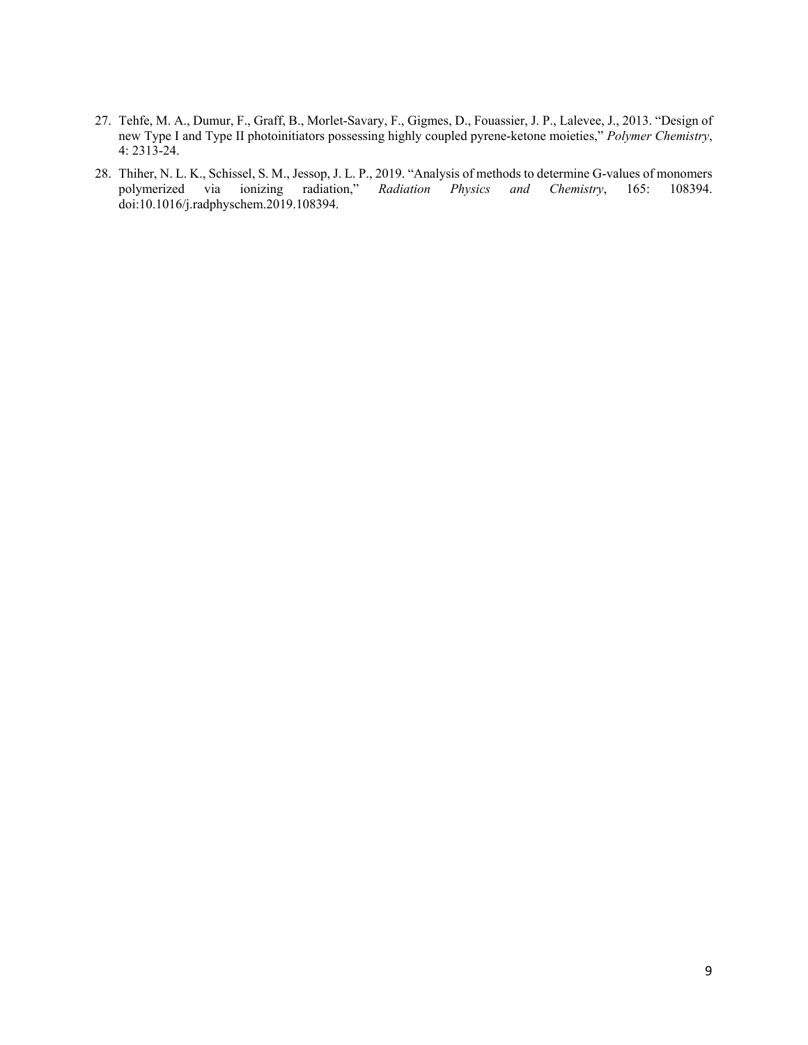27. Tehfe, M. A., Dumur, F., Graff, B., Morlet-Savary, F., Gigmes, D., Fouassier, J. P., Lalevee, J., 2013. "Design of new Type I and Type II photoinitiators possessing highly coupled pyrene-ketone moieties," *Polymer Chemistry*, 4: 2313-24.
28. Thiher, N. L. K., Schissel, S. M., Jessop, J. L. P., 2019. "Analysis of methods to determine G-values of monomers polymerized via ionizing radiation," *Radiation Physics and Chemistry*, 165: 108394. doi:10.1016/j.radphyschem.2019.108394.